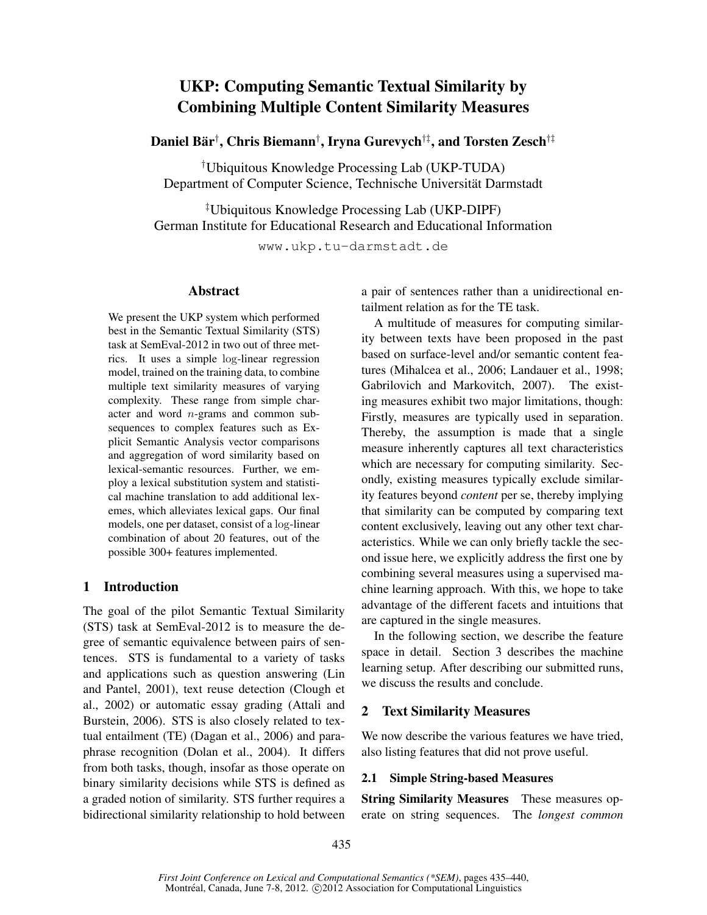# UKP: Computing Semantic Textual Similarity by Combining Multiple Content Similarity Measures

**Daniel Bär[†], Chris Biemann[†], Iryna Gurevych[†‡], and Torsten Zesch[†‡]**

[†]Ubiquitous Knowledge Processing Lab (UKP-TUDA)
Department of Computer Science, Technische Universität Darmstadt

[‡]Ubiquitous Knowledge Processing Lab (UKP-DIPF)
German Institute for Educational Research and Educational Information

www.ukp.tu-darmstadt.de

## Abstract

We present the UKP system which performed best in the Semantic Textual Similarity (STS) task at SemEval-2012 in two out of three metrics. It uses a simple log-linear regression model, trained on the training data, to combine multiple text similarity measures of varying complexity. These range from simple character and word $n$-grams and common subsequences to complex features such as Explicit Semantic Analysis vector comparisons and aggregation of word similarity based on lexical-semantic resources. Further, we employ a lexical substitution system and statistical machine translation to add additional lexemes, which alleviates lexical gaps. Our final models, one per dataset, consist of a log-linear combination of about 20 features, out of the possible 300+ features implemented.

## 1 Introduction

The goal of the pilot Semantic Textual Similarity (STS) task at SemEval-2012 is to measure the degree of semantic equivalence between pairs of sentences. STS is fundamental to a variety of tasks and applications such as question answering (Lin and Pantel, 2001), text reuse detection (Clough et al., 2002) or automatic essay grading (Attali and Burstein, 2006). STS is also closely related to textual entailment (TE) (Dagan et al., 2006) and paraphrase recognition (Dolan et al., 2004). It differs from both tasks, though, insofar as those operate on binary similarity decisions while STS is defined as a graded notion of similarity. STS further requires a bidirectional similarity relationship to hold between a pair of sentences rather than a unidirectional entailment relation as for the TE task.

A multitude of measures for computing similarity between texts have been proposed in the past based on surface-level and/or semantic content features (Mihalcea et al., 2006; Landauer et al., 1998; Gabrilovich and Markovitch, 2007). The existing measures exhibit two major limitations, though: Firstly, measures are typically used in separation. Thereby, the assumption is made that a single measure inherently captures all text characteristics which are necessary for computing similarity. Secondly, existing measures typically exclude similarity features beyond *content* per se, thereby implying that similarity can be computed by comparing text content exclusively, leaving out any other text characteristics. While we can only briefly tackle the second issue here, we explicitly address the first one by combining several measures using a supervised machine learning approach. With this, we hope to take advantage of the different facets and intuitions that are captured in the single measures.

In the following section, we describe the feature space in detail. Section 3 describes the machine learning setup. After describing our submitted runs, we discuss the results and conclude.

## 2 Text Similarity Measures

We now describe the various features we have tried, also listing features that did not prove useful.

### 2.1 Simple String-based Measures

**String Similarity Measures** These measures operate on string sequences. The *longest common*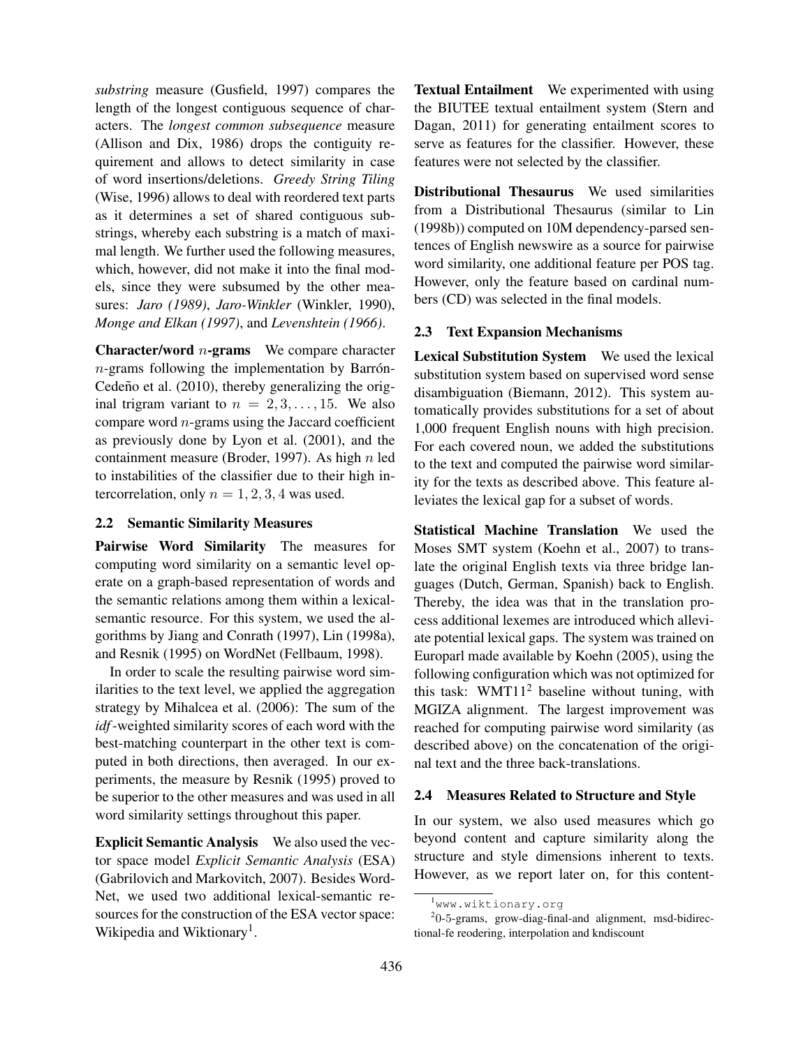*substring* measure (Gusfield, 1997) compares the length of the longest contiguous sequence of characters. The *longest common subsequence* measure (Allison and Dix, 1986) drops the contiguity requirement and allows to detect similarity in case of word insertions/deletions. *Greedy String Tiling* (Wise, 1996) allows to deal with reordered text parts as it determines a set of shared contiguous substrings, whereby each substring is a match of maximal length. We further used the following measures, which, however, did not make it into the final models, since they were subsumed by the other measures: *Jaro (1989)*, *Jaro-Winkler* (Winkler, 1990), *Monge and Elkan (1997)*, and *Levenshtein (1966)*.

**Character/word $n$-grams** We compare character $n$-grams following the implementation by Barrón-Cedeño et al. (2010), thereby generalizing the original trigram variant to $n = 2, 3, \ldots, 15$. We also compare word $n$-grams using the Jaccard coefficient as previously done by Lyon et al. (2001), and the containment measure (Broder, 1997). As high $n$ led to instabilities of the classifier due to their high intercorrelation, only $n = 1, 2, 3, 4$ was used.

### 2.2 Semantic Similarity Measures

**Pairwise Word Similarity** The measures for computing word similarity on a semantic level operate on a graph-based representation of words and the semantic relations among them within a lexical-semantic resource. For this system, we used the algorithms by Jiang and Conrath (1997), Lin (1998a), and Resnik (1995) on WordNet (Fellbaum, 1998).

In order to scale the resulting pairwise word similarities to the text level, we applied the aggregation strategy by Mihalcea et al. (2006): The sum of the *idf*-weighted similarity scores of each word with the best-matching counterpart in the other text is computed in both directions, then averaged. In our experiments, the measure by Resnik (1995) proved to be superior to the other measures and was used in all word similarity settings throughout this paper.

**Explicit Semantic Analysis** We also used the vector space model *Explicit Semantic Analysis* (ESA) (Gabrilovich and Markovitch, 2007). Besides WordNet, we used two additional lexical-semantic resources for the construction of the ESA vector space: Wikipedia and Wiktionary[1].

**Textual Entailment** We experimented with using the BIUTEE textual entailment system (Stern and Dagan, 2011) for generating entailment scores to serve as features for the classifier. However, these features were not selected by the classifier.

**Distributional Thesaurus** We used similarities from a Distributional Thesaurus (similar to Lin (1998b)) computed on 10M dependency-parsed sentences of English newswire as a source for pairwise word similarity, one additional feature per POS tag. However, only the feature based on cardinal numbers (CD) was selected in the final models.

### 2.3 Text Expansion Mechanisms

**Lexical Substitution System** We used the lexical substitution system based on supervised word sense disambiguation (Biemann, 2012). This system automatically provides substitutions for a set of about 1,000 frequent English nouns with high precision. For each covered noun, we added the substitutions to the text and computed the pairwise word similarity for the texts as described above. This feature alleviates the lexical gap for a subset of words.

**Statistical Machine Translation** We used the Moses SMT system (Koehn et al., 2007) to translate the original English texts via three bridge languages (Dutch, German, Spanish) back to English. Thereby, the idea was that in the translation process additional lexemes are introduced which alleviate potential lexical gaps. The system was trained on Europarl made available by Koehn (2005), using the following configuration which was not optimized for this task: WMT11[2] baseline without tuning, with MGIZA alignment. The largest improvement was reached for computing pairwise word similarity (as described above) on the concatenation of the original text and the three back-translations.

### 2.4 Measures Related to Structure and Style

In our system, we also used measures which go beyond content and capture similarity along the structure and style dimensions inherent to texts. However, as we report later on, for this content-

[1] www.wiktionary.org

[2] 0-5-grams, grow-diag-final-and alignment, msd-bidirectional-fe reodering, interpolation and kndiscount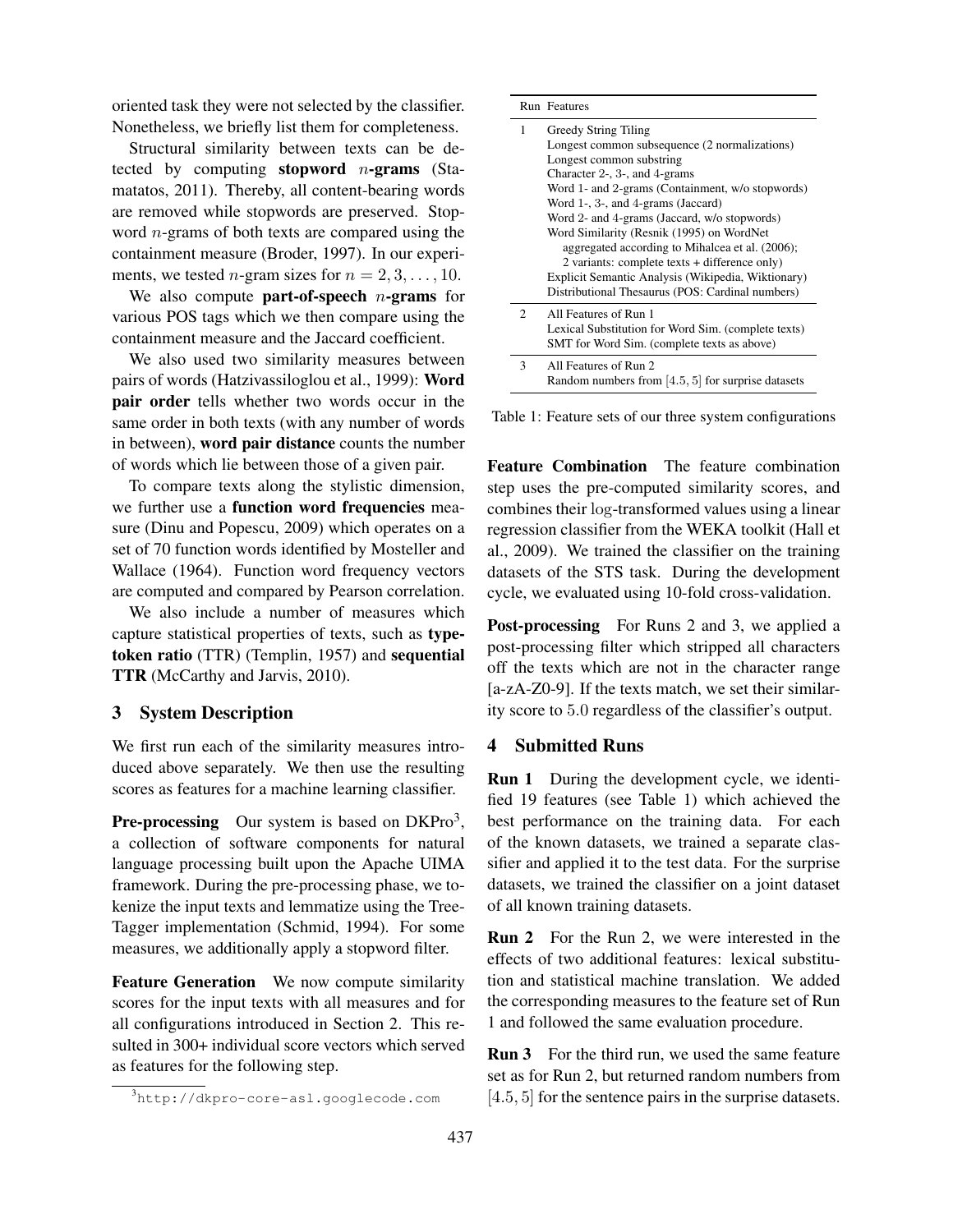oriented task they were not selected by the classifier. Nonetheless, we briefly list them for completeness.

Structural similarity between texts can be detected by computing **stopword $n$-grams** (Stamatatos, 2011). Thereby, all content-bearing words are removed while stopwords are preserved. Stopword $n$-grams of both texts are compared using the containment measure (Broder, 1997). In our experiments, we tested $n$-gram sizes for $n = 2, 3, \ldots, 10$.

We also compute **part-of-speech $n$-grams** for various POS tags which we then compare using the containment measure and the Jaccard coefficient.

We also used two similarity measures between pairs of words (Hatzivassiloglou et al., 1999): **Word pair order** tells whether two words occur in the same order in both texts (with any number of words in between), **word pair distance** counts the number of words which lie between those of a given pair.

To compare texts along the stylistic dimension, we further use a **function word frequencies** measure (Dinu and Popescu, 2009) which operates on a set of 70 function words identified by Mosteller and Wallace (1964). Function word frequency vectors are computed and compared by Pearson correlation.

We also include a number of measures which capture statistical properties of texts, such as **type-token ratio** (TTR) (Templin, 1957) and **sequential TTR** (McCarthy and Jarvis, 2010).

## 3 System Description

We first run each of the similarity measures introduced above separately. We then use the resulting scores as features for a machine learning classifier.

**Pre-processing** Our system is based on DKPro[3], a collection of software components for natural language processing built upon the Apache UIMA framework. During the pre-processing phase, we tokenize the input texts and lemmatize using the TreeTagger implementation (Schmid, 1994). For some measures, we additionally apply a stopword filter.

**Feature Generation** We now compute similarity scores for the input texts with all measures and for all configurations introduced in Section 2. This resulted in 300+ individual score vectors which served as features for the following step.

[3] http://dkpro-core-asl.googlecode.com

| Run | Features |
|---|---|
| 1 | Greedy String Tiling<br>Longest common subsequence (2 normalizations)<br>Longest common substring<br>Character 2-, 3-, and 4-grams<br>Word 1- and 2-grams (Containment, w/o stopwords)<br>Word 1-, 3-, and 4-grams (Jaccard)<br>Word 2- and 4-grams (Jaccard, w/o stopwords)<br>Word Similarity (Resnik (1995) on WordNet<br>aggregated according to Mihalcea et al. (2006);<br>2 variants: complete texts + difference only)<br>Explicit Semantic Analysis (Wikipedia, Wiktionary)<br>Distributional Thesaurus (POS: Cardinal numbers) |
| 2 | All Features of Run 1<br>Lexical Substitution for Word Sim. (complete texts)<br>SMT for Word Sim. (complete texts as above) |
| 3 | All Features of Run 2<br>Random numbers from $[4.5, 5]$ for surprise datasets |

Table 1: Feature sets of our three system configurations

**Feature Combination** The feature combination step uses the pre-computed similarity scores, and combines their log-transformed values using a linear regression classifier from the WEKA toolkit (Hall et al., 2009). We trained the classifier on the training datasets of the STS task. During the development cycle, we evaluated using 10-fold cross-validation.

**Post-processing** For Runs 2 and 3, we applied a post-processing filter which stripped all characters off the texts which are not in the character range [a-zA-Z0-9]. If the texts match, we set their similarity score to 5.0 regardless of the classifier's output.

## 4 Submitted Runs

**Run 1** During the development cycle, we identified 19 features (see Table 1) which achieved the best performance on the training data. For each of the known datasets, we trained a separate classifier and applied it to the test data. For the surprise datasets, we trained the classifier on a joint dataset of all known training datasets.

**Run 2** For the Run 2, we were interested in the effects of two additional features: lexical substitution and statistical machine translation. We added the corresponding measures to the feature set of Run 1 and followed the same evaluation procedure.

**Run 3** For the third run, we used the same feature set as for Run 2, but returned random numbers from $[4.5, 5]$ for the sentence pairs in the surprise datasets.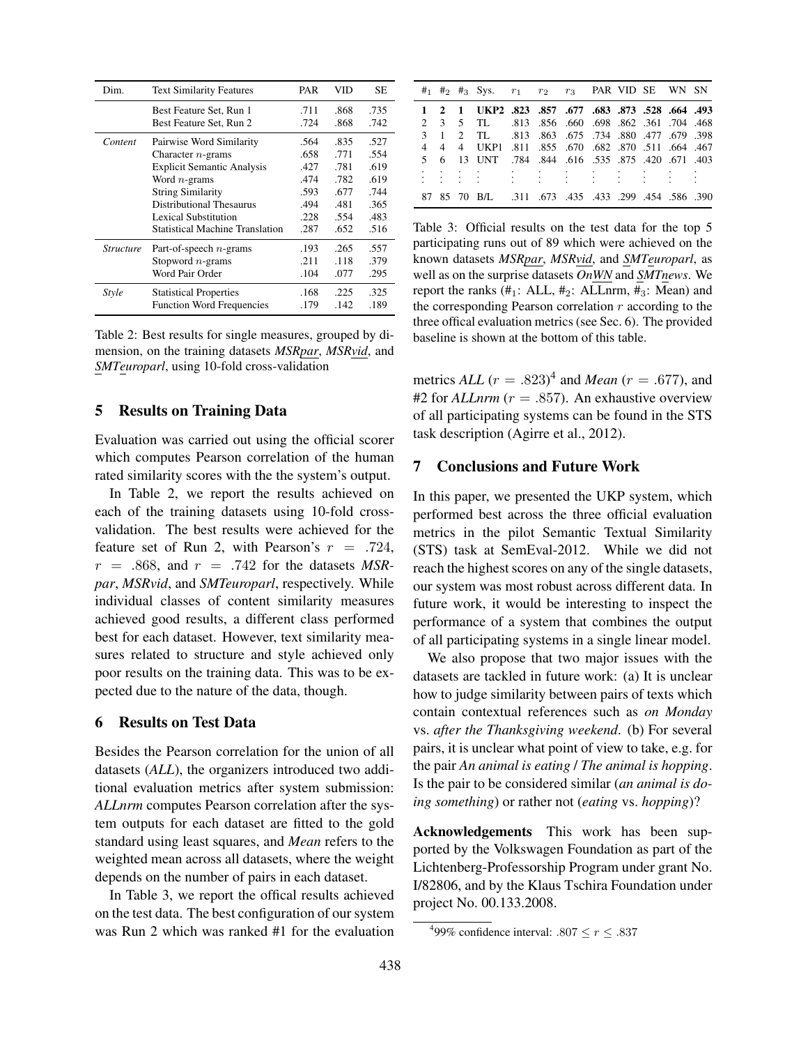| Dim. | Text Similarity Features | PAR | VID | SE |
|---|---|---|---|---|
| | Best Feature Set, Run 1 | .711 | .868 | .735 |
| | Best Feature Set, Run 2 | .724 | .868 | .742 |
| *Content* | Pairwise Word Similarity | .564 | .835 | .527 |
| | Character $n$-grams | .658 | .771 | .554 |
| | Explicit Semantic Analysis | .427 | .781 | .619 |
| | Word $n$-grams | .474 | .782 | .619 |
| | String Similarity | .593 | .677 | .744 |
| | Distributional Thesaurus | .494 | .481 | .365 |
| | Lexical Substitution | .228 | .554 | .483 |
| | Statistical Machine Translation | .287 | .652 | .516 |
| *Structure* | Part-of-speech $n$-grams | .193 | .265 | .557 |
| | Stopword $n$-grams | .211 | .118 | .379 |
| | Word Pair Order | .104 | .077 | .295 |
| *Style* | Statistical Properties | .168 | .225 | .325 |
| | Function Word Frequencies | .179 | .142 | .189 |

Table 2: Best results for single measures, grouped by dimension, on the training datasets *MSRpar*, *MSRvid*, and *SMTeuroparl*, using 10-fold cross-validation

## 5 Results on Training Data

Evaluation was carried out using the official scorer which computes Pearson correlation of the human rated similarity scores with the the system's output.

In Table 2, we report the results achieved on each of the training datasets using 10-fold cross-validation. The best results were achieved for the feature set of Run 2, with Pearson's $r = .724$, $r = .868$, and $r = .742$ for the datasets *MSRpar*, *MSRvid*, and *SMTeuroparl*, respectively. While individual classes of content similarity measures achieved good results, a different class performed best for each dataset. However, text similarity measures related to structure and style achieved only poor results on the training data. This was to be expected due to the nature of the data, though.

## 6 Results on Test Data

Besides the Pearson correlation for the union of all datasets (*ALL*), the organizers introduced two additional evaluation metrics after system submission: *ALLnrm* computes Pearson correlation after the system outputs for each dataset are fitted to the gold standard using least squares, and *Mean* refers to the weighted mean across all datasets, where the weight depends on the number of pairs in each dataset.

In Table 3, we report the offical results achieved on the test data. The best configuration of our system was Run 2 which was ranked #1 for the evaluation metrics *ALL* ($r = .823$)[4] and *Mean* ($r = .677$), and #2 for *ALLnrm* ($r = .857$). An exhaustive overview of all participating systems can be found in the STS task description (Agirre et al., 2012).

| $\#_1$ | $\#_2$ | $\#_3$ | Sys. | $r_1$ | $r_2$ | $r_3$ | PAR | VID | SE | WN | SN |
|---|---|---|---|---|---|---|---|---|---|---|---|
| **1** | **2** | **1** | **UKP2** | **.823** | **.857** | **.677** | **.683** | **.873** | **.528** | **.664** | **.493** |
| 2 | 3 | 5 | TL | .813 | .856 | .660 | .698 | .862 | .361 | .704 | .468 |
| 3 | 1 | 2 | TL | .813 | .863 | .675 | .734 | .880 | .477 | .679 | .398 |
| 4 | 4 | 4 | UKP1 | .811 | .855 | .670 | .682 | .870 | .511 | .664 | .467 |
| 5 | 6 | 13 | UNT | .784 | .844 | .616 | .535 | .875 | .420 | .671 | .403 |
| ⋮ | ⋮ | ⋮ | ⋮ | ⋮ | ⋮ | ⋮ | ⋮ | ⋮ | ⋮ | ⋮ | ⋮ |
| 87 | 85 | 70 | B/L | .311 | .673 | .435 | .433 | .299 | .454 | .586 | .390 |

Table 3: Official results on the test data for the top 5 participating runs out of 89 which were achieved on the known datasets *MSRpar*, *MSRvid*, and *SMTeuroparl*, as well as on the surprise datasets *OnWN* and *SMTnews*. We report the ranks ($\#_1$: ALL, $\#_2$: ALLnrm, $\#_3$: Mean) and the corresponding Pearson correlation $r$ according to the three offical evaluation metrics (see Sec. 6). The provided baseline is shown at the bottom of this table.

## 7 Conclusions and Future Work

In this paper, we presented the UKP system, which performed best across the three official evaluation metrics in the pilot Semantic Textual Similarity (STS) task at SemEval-2012. While we did not reach the highest scores on any of the single datasets, our system was most robust across different data. In future work, it would be interesting to inspect the performance of a system that combines the output of all participating systems in a single linear model.

We also propose that two major issues with the datasets are tackled in future work: (a) It is unclear how to judge similarity between pairs of texts which contain contextual references such as *on Monday* vs. *after the Thanksgiving weekend*. (b) For several pairs, it is unclear what point of view to take, e.g. for the pair *An animal is eating* / *The animal is hopping*. Is the pair to be considered similar (*an animal is doing something*) or rather not (*eating* vs. *hopping*)?

**Acknowledgements** This work has been supported by the Volkswagen Foundation as part of the Lichtenberg-Professorship Program under grant No. I/82806, and by the Klaus Tschira Foundation under project No. 00.133.2008.

[4] 99% confidence interval: $.807 \leq r \leq .837$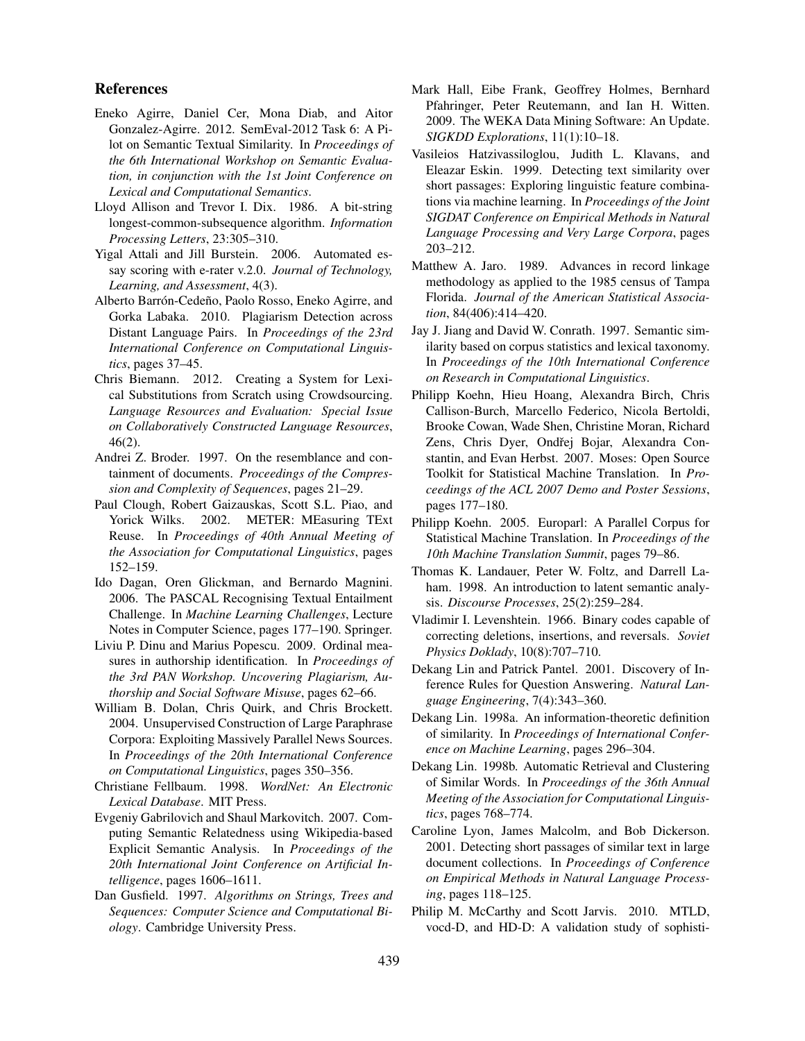## References

Eneko Agirre, Daniel Cer, Mona Diab, and Aitor Gonzalez-Agirre. 2012. SemEval-2012 Task 6: A Pilot on Semantic Textual Similarity. In *Proceedings of the 6th International Workshop on Semantic Evaluation, in conjunction with the 1st Joint Conference on Lexical and Computational Semantics*.

Lloyd Allison and Trevor I. Dix. 1986. A bit-string longest-common-subsequence algorithm. *Information Processing Letters*, 23:305–310.

Yigal Attali and Jill Burstein. 2006. Automated essay scoring with e-rater v.2.0. *Journal of Technology, Learning, and Assessment*, 4(3).

Alberto Barrón-Cedeño, Paolo Rosso, Eneko Agirre, and Gorka Labaka. 2010. Plagiarism Detection across Distant Language Pairs. In *Proceedings of the 23rd International Conference on Computational Linguistics*, pages 37–45.

Chris Biemann. 2012. Creating a System for Lexical Substitutions from Scratch using Crowdsourcing. *Language Resources and Evaluation: Special Issue on Collaboratively Constructed Language Resources*, 46(2).

Andrei Z. Broder. 1997. On the resemblance and containment of documents. *Proceedings of the Compression and Complexity of Sequences*, pages 21–29.

Paul Clough, Robert Gaizauskas, Scott S.L. Piao, and Yorick Wilks. 2002. METER: MEasuring TExt Reuse. In *Proceedings of 40th Annual Meeting of the Association for Computational Linguistics*, pages 152–159.

Ido Dagan, Oren Glickman, and Bernardo Magnini. 2006. The PASCAL Recognising Textual Entailment Challenge. In *Machine Learning Challenges*, Lecture Notes in Computer Science, pages 177–190. Springer.

Liviu P. Dinu and Marius Popescu. 2009. Ordinal measures in authorship identification. In *Proceedings of the 3rd PAN Workshop. Uncovering Plagiarism, Authorship and Social Software Misuse*, pages 62–66.

William B. Dolan, Chris Quirk, and Chris Brockett. 2004. Unsupervised Construction of Large Paraphrase Corpora: Exploiting Massively Parallel News Sources. In *Proceedings of the 20th International Conference on Computational Linguistics*, pages 350–356.

Christiane Fellbaum. 1998. *WordNet: An Electronic Lexical Database*. MIT Press.

Evgeniy Gabrilovich and Shaul Markovitch. 2007. Computing Semantic Relatedness using Wikipedia-based Explicit Semantic Analysis. In *Proceedings of the 20th International Joint Conference on Artificial Intelligence*, pages 1606–1611.

Dan Gusfield. 1997. *Algorithms on Strings, Trees and Sequences: Computer Science and Computational Biology*. Cambridge University Press.

Mark Hall, Eibe Frank, Geoffrey Holmes, Bernhard Pfahringer, Peter Reutemann, and Ian H. Witten. 2009. The WEKA Data Mining Software: An Update. *SIGKDD Explorations*, 11(1):10–18.

Vasileios Hatzivassiloglou, Judith L. Klavans, and Eleazar Eskin. 1999. Detecting text similarity over short passages: Exploring linguistic feature combinations via machine learning. In *Proceedings of the Joint SIGDAT Conference on Empirical Methods in Natural Language Processing and Very Large Corpora*, pages 203–212.

Matthew A. Jaro. 1989. Advances in record linkage methodology as applied to the 1985 census of Tampa Florida. *Journal of the American Statistical Association*, 84(406):414–420.

Jay J. Jiang and David W. Conrath. 1997. Semantic similarity based on corpus statistics and lexical taxonomy. In *Proceedings of the 10th International Conference on Research in Computational Linguistics*.

Philipp Koehn, Hieu Hoang, Alexandra Birch, Chris Callison-Burch, Marcello Federico, Nicola Bertoldi, Brooke Cowan, Wade Shen, Christine Moran, Richard Zens, Chris Dyer, Ondřej Bojar, Alexandra Constantin, and Evan Herbst. 2007. Moses: Open Source Toolkit for Statistical Machine Translation. In *Proceedings of the ACL 2007 Demo and Poster Sessions*, pages 177–180.

Philipp Koehn. 2005. Europarl: A Parallel Corpus for Statistical Machine Translation. In *Proceedings of the 10th Machine Translation Summit*, pages 79–86.

Thomas K. Landauer, Peter W. Foltz, and Darrell Laham. 1998. An introduction to latent semantic analysis. *Discourse Processes*, 25(2):259–284.

Vladimir I. Levenshtein. 1966. Binary codes capable of correcting deletions, insertions, and reversals. *Soviet Physics Doklady*, 10(8):707–710.

Dekang Lin and Patrick Pantel. 2001. Discovery of Inference Rules for Question Answering. *Natural Language Engineering*, 7(4):343–360.

Dekang Lin. 1998a. An information-theoretic definition of similarity. In *Proceedings of International Conference on Machine Learning*, pages 296–304.

Dekang Lin. 1998b. Automatic Retrieval and Clustering of Similar Words. In *Proceedings of the 36th Annual Meeting of the Association for Computational Linguistics*, pages 768–774.

Caroline Lyon, James Malcolm, and Bob Dickerson. 2001. Detecting short passages of similar text in large document collections. In *Proceedings of Conference on Empirical Methods in Natural Language Processing*, pages 118–125.

Philip M. McCarthy and Scott Jarvis. 2010. MTLD, vocd-D, and HD-D: A validation study of sophisti-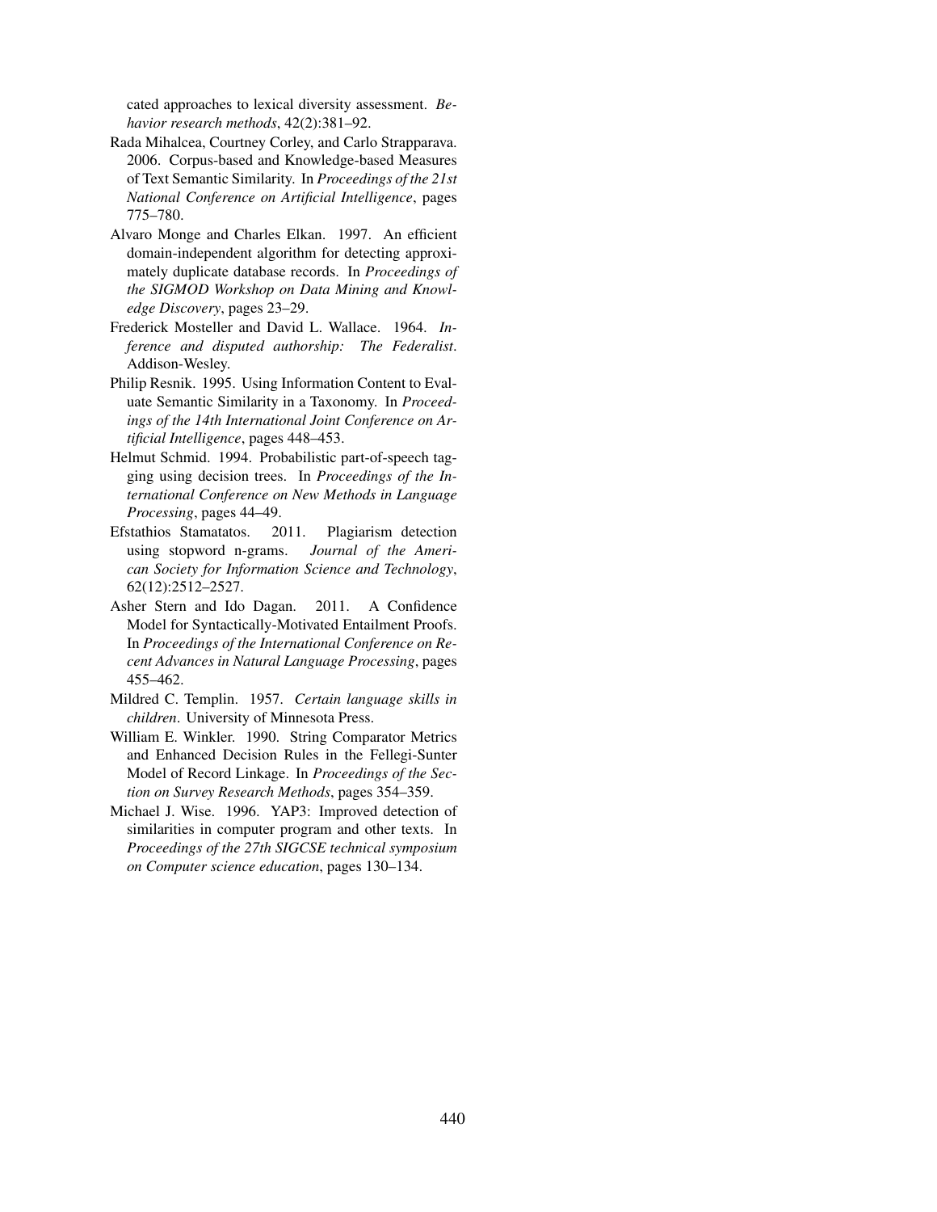cated approaches to lexical diversity assessment. *Behavior research methods*, 42(2):381–92.

Rada Mihalcea, Courtney Corley, and Carlo Strapparava. 2006. Corpus-based and Knowledge-based Measures of Text Semantic Similarity. In *Proceedings of the 21st National Conference on Artificial Intelligence*, pages 775–780.

Alvaro Monge and Charles Elkan. 1997. An efficient domain-independent algorithm for detecting approximately duplicate database records. In *Proceedings of the SIGMOD Workshop on Data Mining and Knowledge Discovery*, pages 23–29.

Frederick Mosteller and David L. Wallace. 1964. *Inference and disputed authorship: The Federalist*. Addison-Wesley.

Philip Resnik. 1995. Using Information Content to Evaluate Semantic Similarity in a Taxonomy. In *Proceedings of the 14th International Joint Conference on Artificial Intelligence*, pages 448–453.

Helmut Schmid. 1994. Probabilistic part-of-speech tagging using decision trees. In *Proceedings of the International Conference on New Methods in Language Processing*, pages 44–49.

Efstathios Stamatatos. 2011. Plagiarism detection using stopword n-grams. *Journal of the American Society for Information Science and Technology*, 62(12):2512–2527.

Asher Stern and Ido Dagan. 2011. A Confidence Model for Syntactically-Motivated Entailment Proofs. In *Proceedings of the International Conference on Recent Advances in Natural Language Processing*, pages 455–462.

Mildred C. Templin. 1957. *Certain language skills in children*. University of Minnesota Press.

William E. Winkler. 1990. String Comparator Metrics and Enhanced Decision Rules in the Fellegi-Sunter Model of Record Linkage. In *Proceedings of the Section on Survey Research Methods*, pages 354–359.

Michael J. Wise. 1996. YAP3: Improved detection of similarities in computer program and other texts. In *Proceedings of the 27th SIGCSE technical symposium on Computer science education*, pages 130–134.